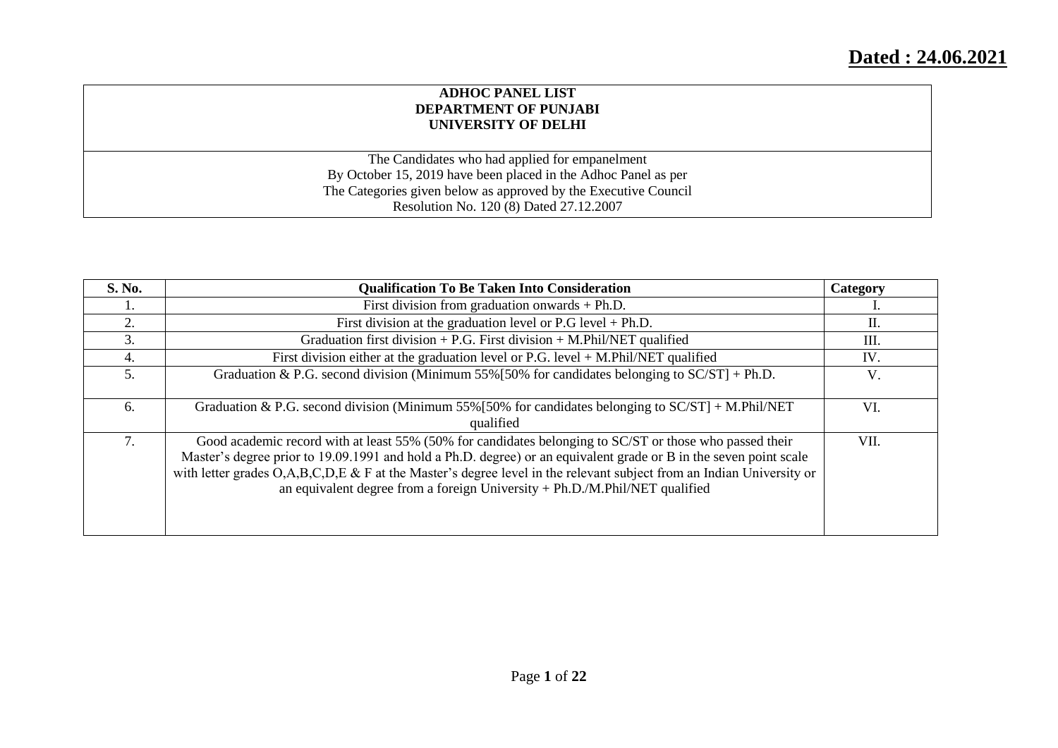**Dated : 24.06.2021**

# ADHOC PANEL LIST
## DEPARTMENT OF PUNJABI
## UNIVERSITY OF DELHI

The Candidates who had applied for empanelment
By October 15, 2019 have been placed in the Adhoc Panel as per
The Categories given below as approved by the Executive Council
Resolution No. 120 (8) Dated 27.12.2007

| S. No. | Qualification To Be Taken Into Consideration | Category |
|---|---|---|
| 1. | First division from graduation onwards + Ph.D. | I. |
| 2. | First division at the graduation level or P.G level + Ph.D. | II. |
| 3. | Graduation first division + P.G. First division + M.Phil/NET qualified | III. |
| 4. | First division either at the graduation level or P.G. level + M.Phil/NET qualified | IV. |
| 5. | Graduation & P.G. second division (Minimum 55%[50% for candidates belonging to SC/ST] + Ph.D. | V. |
| 6. | Graduation & P.G. second division (Minimum 55%[50% for candidates belonging to SC/ST] + M.Phil/NET qualified | VI. |
| 7. | Good academic record with at least 55% (50% for candidates belonging to SC/ST or those who passed their Master's degree prior to 19.09.1991 and hold a Ph.D. degree) or an equivalent grade or B in the seven point scale with letter grades O,A,B,C,D,E & F at the Master's degree level in the relevant subject from an Indian University or an equivalent degree from a foreign University + Ph.D./M.Phil/NET qualified | VII. |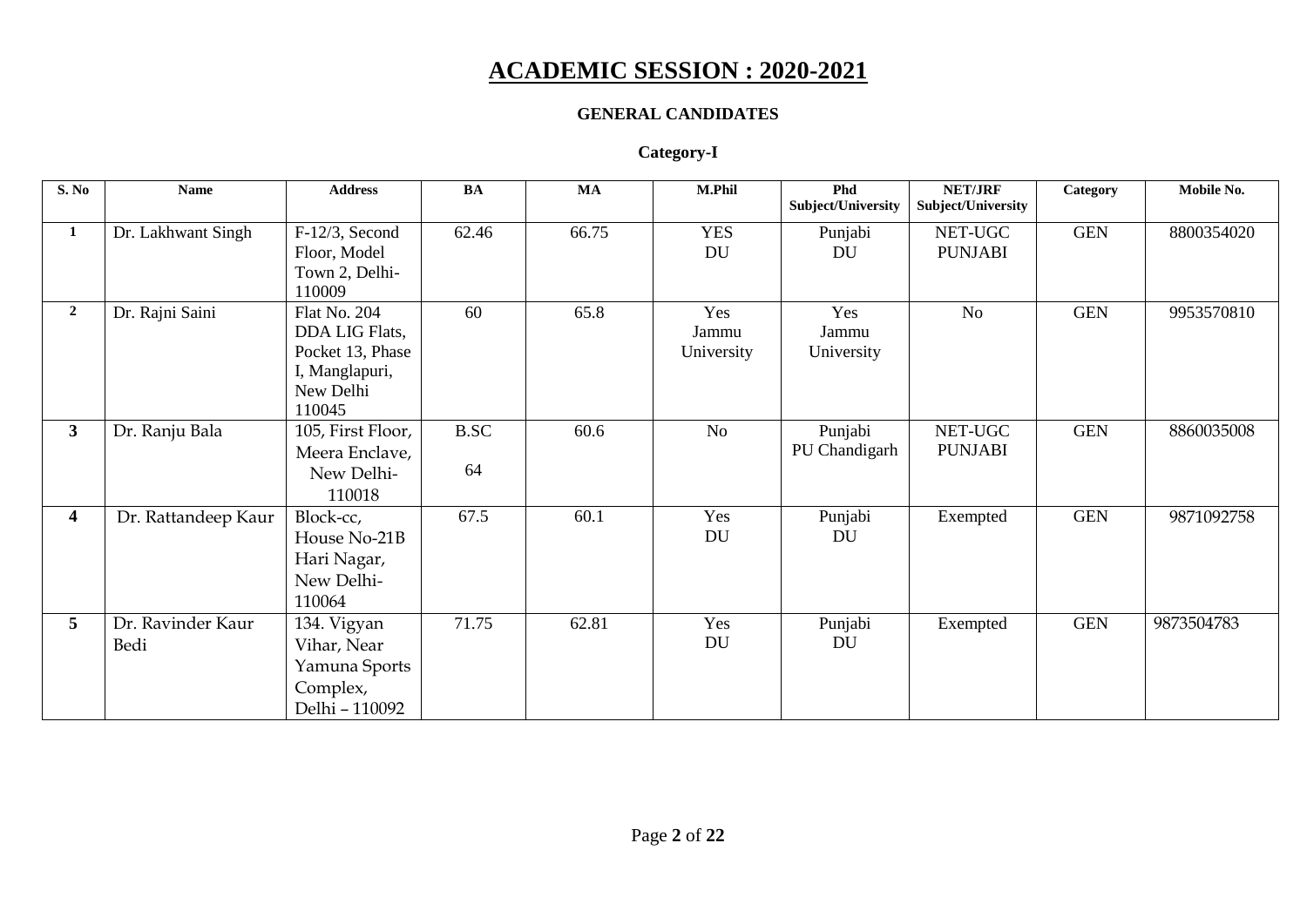# ACADEMIC SESSION : 2020-2021

**GENERAL CANDIDATES**

**Category-I**

| S. No | Name | Address | BA | MA | M.Phil | Phd Subject/University | NET/JRF Subject/University | Category | Mobile No. |
|---|---|---|---|---|---|---|---|---|---|
| 1 | Dr. Lakhwant Singh | F-12/3, Second Floor, Model Town 2, Delhi-110009 | 62.46 | 66.75 | YES DU | Punjabi DU | NET-UGC PUNJABI | GEN | 8800354020 |
| 2 | Dr. Rajni Saini | Flat No. 204 DDA LIG Flats, Pocket 13, Phase I, Manglapuri, New Delhi 110045 | 60 | 65.8 | Yes Jammu University | Yes Jammu University | No | GEN | 9953570810 |
| 3 | Dr. Ranju Bala | 105, First Floor, Meera Enclave, New Delhi-110018 | B.SC 64 | 60.6 | No | Punjabi PU Chandigarh | NET-UGC PUNJABI | GEN | 8860035008 |
| 4 | Dr. Rattandeep Kaur | Block-cc, House No-21B Hari Nagar, New Delhi-110064 | 67.5 | 60.1 | Yes DU | Punjabi DU | Exempted | GEN | 9871092758 |
| 5 | Dr. Ravinder Kaur Bedi | 134. Vigyan Vihar, Near Yamuna Sports Complex, Delhi – 110092 | 71.75 | 62.81 | Yes DU | Punjabi DU | Exempted | GEN | 9873504783 |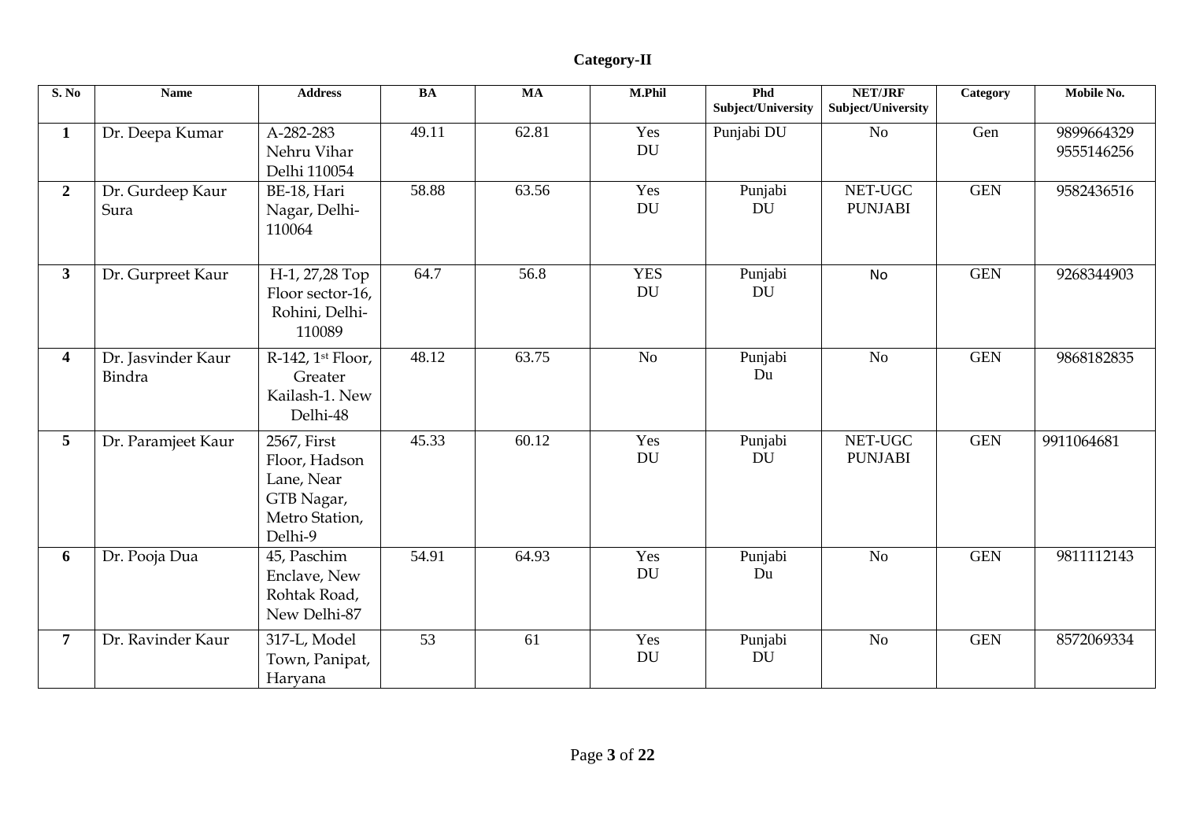**Category-II**

| S. No | Name | Address | BA | MA | M.Phil | Phd Subject/University | NET/JRF Subject/University | Category | Mobile No. |
|---|---|---|---|---|---|---|---|---|---|
| **1** | Dr. Deepa Kumar | A-282-283 Nehru Vihar Delhi 110054 | 49.11 | 62.81 | Yes DU | Punjabi DU | No | Gen | 9899664329 9555146256 |
| **2** | Dr. Gurdeep Kaur Sura | BE-18, Hari Nagar, Delhi-110064 | 58.88 | 63.56 | Yes DU | Punjabi DU | NET-UGC PUNJABI | GEN | 9582436516 |
| **3** | Dr. Gurpreet Kaur | H-1, 27,28 Top Floor sector-16, Rohini, Delhi-110089 | 64.7 | 56.8 | YES DU | Punjabi DU | No | GEN | 9268344903 |
| **4** | Dr. Jasvinder Kaur Bindra | R-142, 1st Floor, Greater Kailash-1. New Delhi-48 | 48.12 | 63.75 | No | Punjabi Du | No | GEN | 9868182835 |
| **5** | Dr. Paramjeet Kaur | 2567, First Floor, Hadson Lane, Near GTB Nagar, Metro Station, Delhi-9 | 45.33 | 60.12 | Yes DU | Punjabi DU | NET-UGC PUNJABI | GEN | 9911064681 |
| **6** | Dr. Pooja Dua | 45, Paschim Enclave, New Rohtak Road, New Delhi-87 | 54.91 | 64.93 | Yes DU | Punjabi Du | No | GEN | 9811112143 |
| **7** | Dr. Ravinder Kaur | 317-L, Model Town, Panipat, Haryana | 53 | 61 | Yes DU | Punjabi DU | No | GEN | 8572069334 |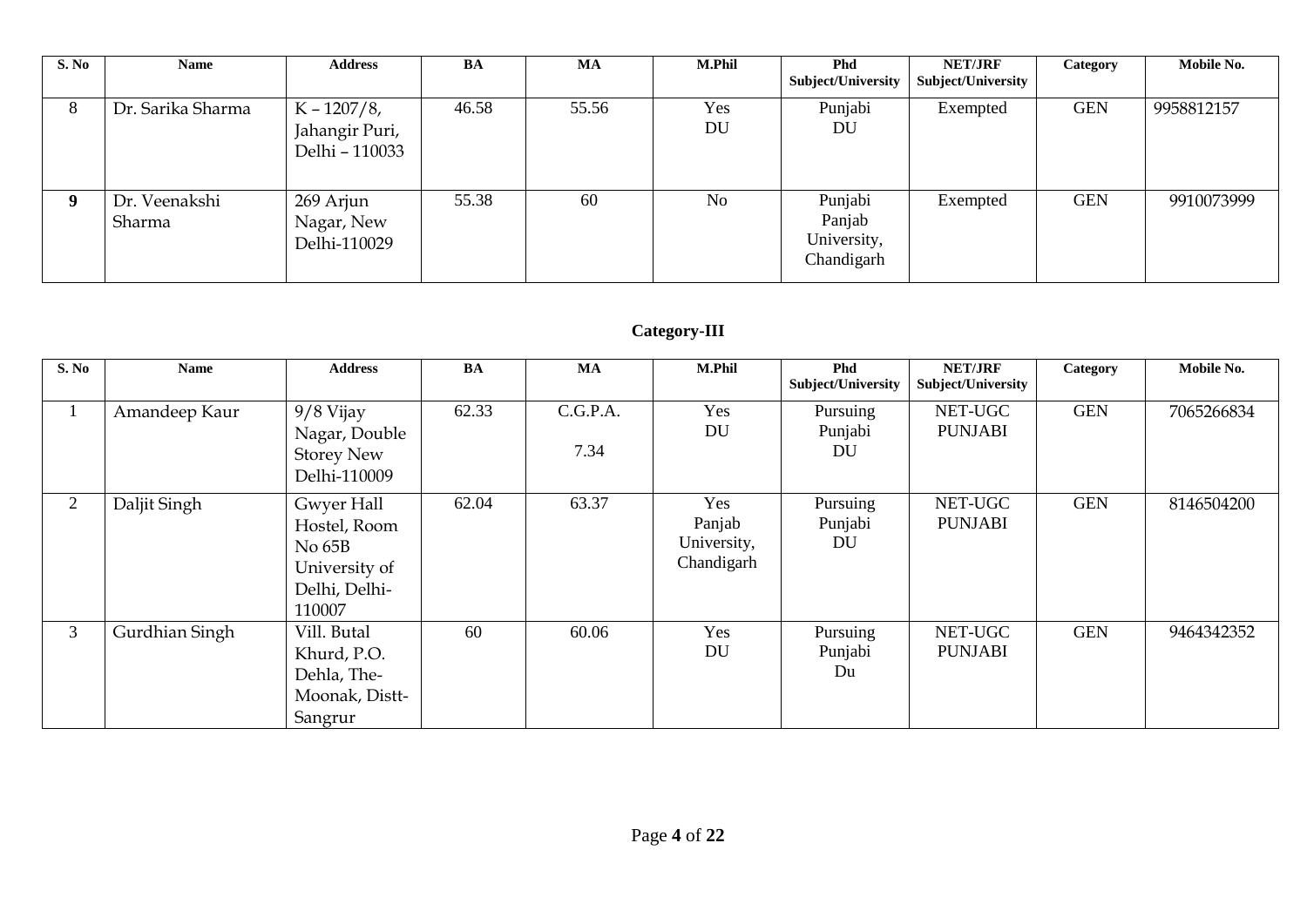| S. No | Name | Address | BA | MA | M.Phil | Phd Subject/University | NET/JRF Subject/University | Category | Mobile No. |
|---|---|---|---|---|---|---|---|---|---|
| 8 | Dr. Sarika Sharma | K – 1207/8, Jahangir Puri, Delhi – 110033 | 46.58 | 55.56 | Yes DU | Punjabi DU | Exempted | GEN | 9958812157 |
| **9** | Dr. Veenakshi Sharma | 269 Arjun Nagar, New Delhi-110029 | 55.38 | 60 | No | Punjabi Panjab University, Chandigarh | Exempted | GEN | 9910073999 |

## Category-III

| S. No | Name | Address | BA | MA | M.Phil | Phd Subject/University | NET/JRF Subject/University | Category | Mobile No. |
|---|---|---|---|---|---|---|---|---|---|
| 1 | Amandeep Kaur | 9/8 Vijay Nagar, Double Storey New Delhi-110009 | 62.33 | C.G.P.A. 7.34 | Yes DU | Pursuing Punjabi DU | NET-UGC PUNJABI | GEN | 7065266834 |
| 2 | Daljit Singh | Gwyer Hall Hostel, Room No 65B University of Delhi, Delhi-110007 | 62.04 | 63.37 | Yes Panjab University, Chandigarh | Pursuing Punjabi DU | NET-UGC PUNJABI | GEN | 8146504200 |
| 3 | Gurdhian Singh | Vill. Butal Khurd, P.O. Dehla, The-Moonak, Distt-Sangrur | 60 | 60.06 | Yes DU | Pursuing Punjabi Du | NET-UGC PUNJABI | GEN | 9464342352 |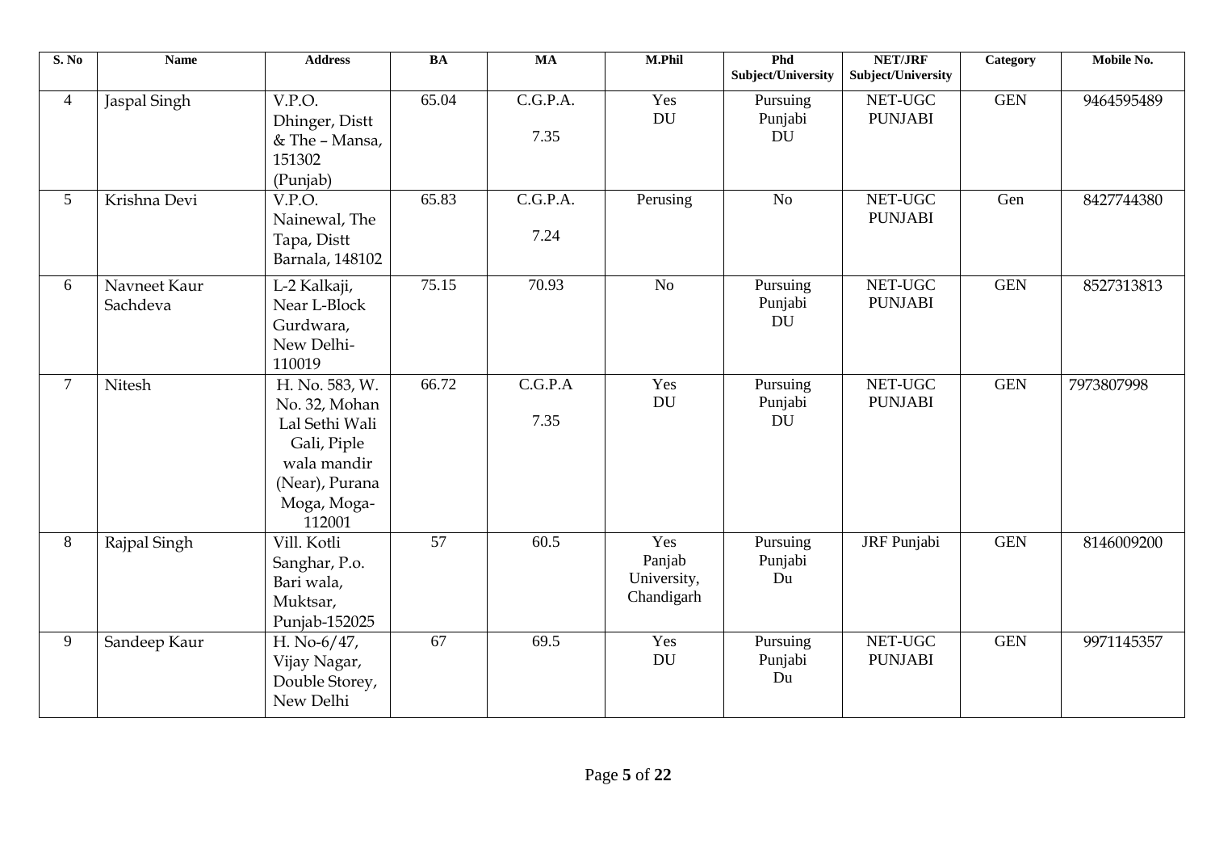| S. No | Name | Address | BA | MA | M.Phil | Phd Subject/University | NET/JRF Subject/University | Category | Mobile No. |
|---|---|---|---|---|---|---|---|---|---|
| 4 | Jaspal Singh | V.P.O. Dhinger, Distt & The – Mansa, 151302 (Punjab) | 65.04 | C.G.P.A. 7.35 | Yes DU | Pursuing Punjabi DU | NET-UGC PUNJABI | GEN | 9464595489 |
| 5 | Krishna Devi | V.P.O. Nainewal, The Tapa, Distt Barnala, 148102 | 65.83 | C.G.P.A. 7.24 | Perusing | No | NET-UGC PUNJABI | Gen | 8427744380 |
| 6 | Navneet Kaur Sachdeva | L-2 Kalkaji, Near L-Block Gurdwara, New Delhi-110019 | 75.15 | 70.93 | No | Pursuing Punjabi DU | NET-UGC PUNJABI | GEN | 8527313813 |
| 7 | Nitesh | H. No. 583, W. No. 32, Mohan Lal Sethi Wali Gali, Piple wala mandir (Near), Purana Moga, Moga-112001 | 66.72 | C.G.P.A 7.35 | Yes DU | Pursuing Punjabi DU | NET-UGC PUNJABI | GEN | 7973807998 |
| 8 | Rajpal Singh | Vill. Kotli Sanghar, P.o. Bari wala, Muktsar, Punjab-152025 | 57 | 60.5 | Yes Panjab University, Chandigarh | Pursuing Punjabi Du | JRF Punjabi | GEN | 8146009200 |
| 9 | Sandeep Kaur | H. No-6/47, Vijay Nagar, Double Storey, New Delhi | 67 | 69.5 | Yes DU | Pursuing Punjabi Du | NET-UGC PUNJABI | GEN | 9971145357 |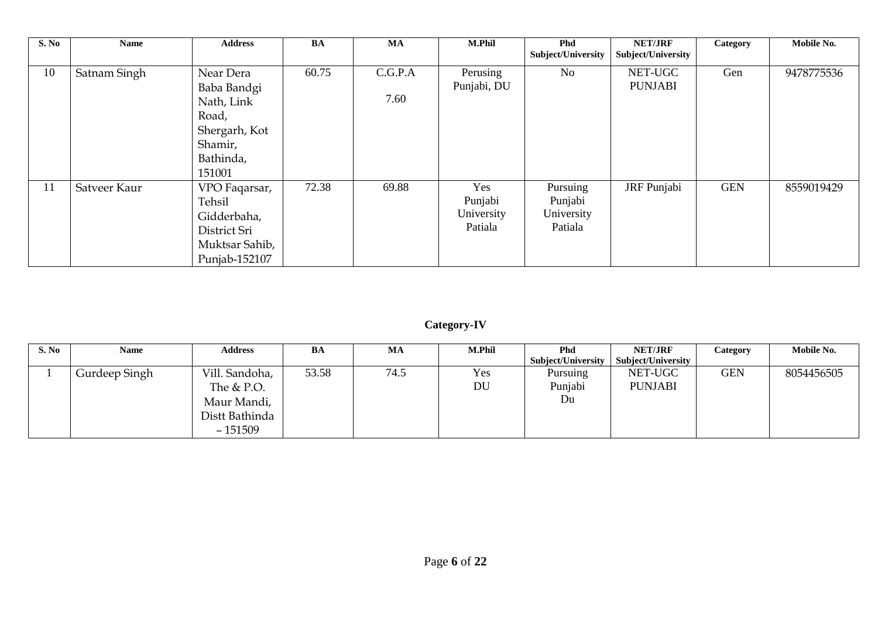| S. No | Name | Address | BA | MA | M.Phil | Phd Subject/University | NET/JRF Subject/University | Category | Mobile No. |
|---|---|---|---|---|---|---|---|---|---|
| 10 | Satnam Singh | Near Dera Baba Bandgi Nath, Link Road, Shergarh, Kot Shamir, Bathinda, 151001 | 60.75 | C.G.P.A 7.60 | Perusing Punjabi, DU | No | NET-UGC PUNJABI | Gen | 9478775536 |
| 11 | Satveer Kaur | VPO Faqarsar, Tehsil Gidderbaha, District Sri Muktsar Sahib, Punjab-152107 | 72.38 | 69.88 | Yes Punjabi University Patiala | Pursuing Punjabi University Patiala | JRF Punjabi | GEN | 8559019429 |

## Category-IV

| S. No | Name | Address | BA | MA | M.Phil | Phd Subject/University | NET/JRF Subject/University | Category | Mobile No. |
|---|---|---|---|---|---|---|---|---|---|
| 1 | Gurdeep Singh | Vill. Sandoha, The & P.O. Maur Mandi, Distt Bathinda – 151509 | 53.58 | 74.5 | Yes DU | Pursuing Punjabi Du | NET-UGC PUNJABI | GEN | 8054456505 |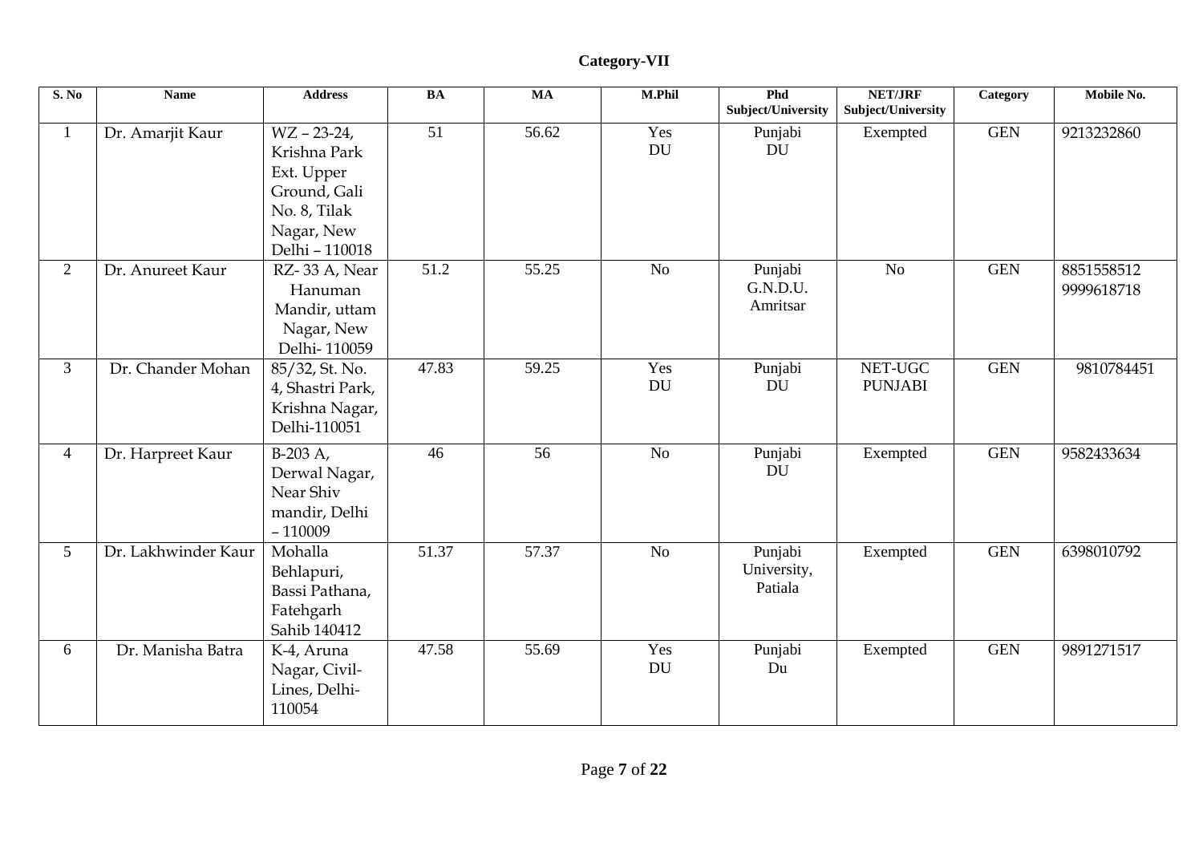## Category-VII

| S. No | Name | Address | BA | MA | M.Phil | Phd Subject/University | NET/JRF Subject/University | Category | Mobile No. |
|---|---|---|---|---|---|---|---|---|---|
| 1 | Dr. Amarjit Kaur | WZ – 23-24, Krishna Park Ext. Upper Ground, Gali No. 8, Tilak Nagar, New Delhi – 110018 | 51 | 56.62 | Yes DU | Punjabi DU | Exempted | GEN | 9213232860 |
| 2 | Dr. Anureet Kaur | RZ- 33 A, Near Hanuman Mandir, uttam Nagar, New Delhi- 110059 | 51.2 | 55.25 | No | Punjabi G.N.D.U. Amritsar | No | GEN | 8851558512 9999618718 |
| 3 | Dr. Chander Mohan | 85/32, St. No. 4, Shastri Park, Krishna Nagar, Delhi-110051 | 47.83 | 59.25 | Yes DU | Punjabi DU | NET-UGC PUNJABI | GEN | 9810784451 |
| 4 | Dr. Harpreet Kaur | B-203 A, Derwal Nagar, Near Shiv mandir, Delhi – 110009 | 46 | 56 | No | Punjabi DU | Exempted | GEN | 9582433634 |
| 5 | Dr. Lakhwinder Kaur | Mohalla Behlapuri, Bassi Pathana, Fatehgarh Sahib 140412 | 51.37 | 57.37 | No | Punjabi University, Patiala | Exempted | GEN | 6398010792 |
| 6 | Dr. Manisha Batra | K-4, Aruna Nagar, Civil-Lines, Delhi-110054 | 47.58 | 55.69 | Yes DU | Punjabi Du | Exempted | GEN | 9891271517 |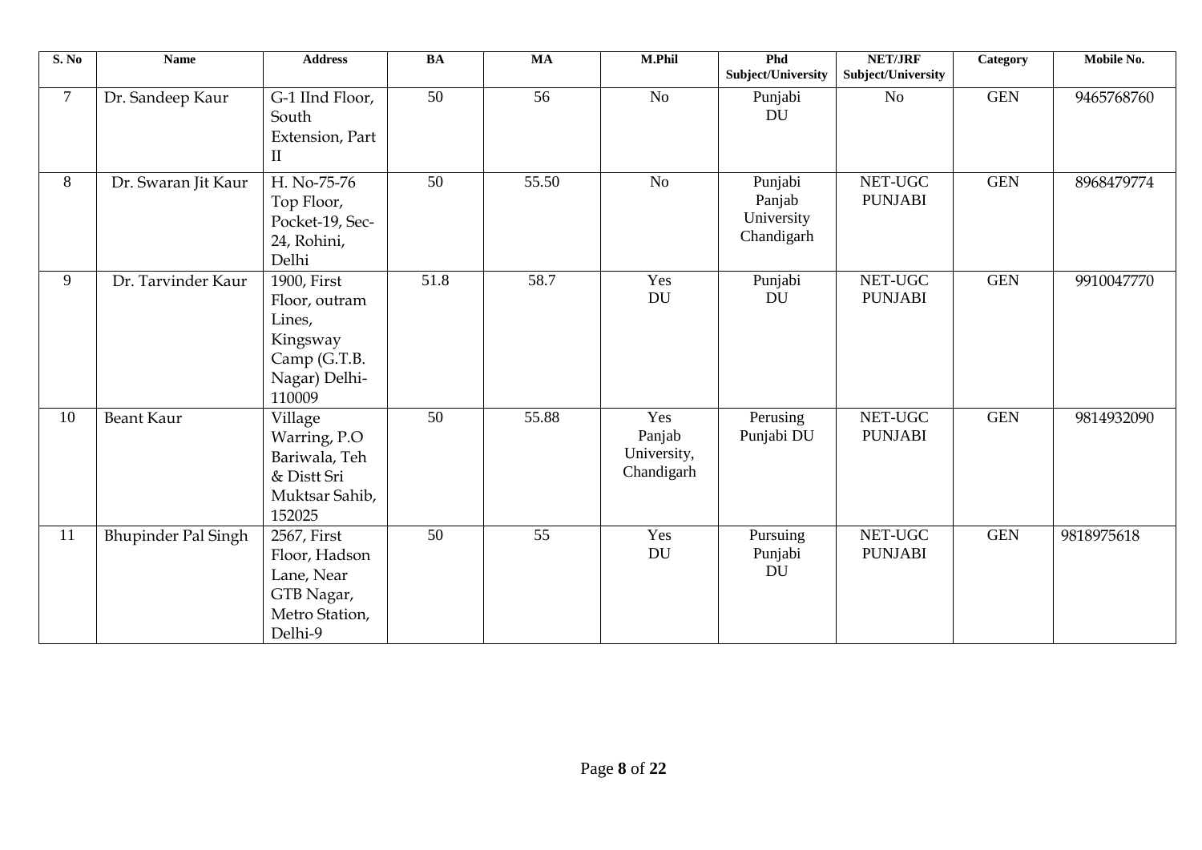| S. No | Name | Address | BA | MA | M.Phil | Phd Subject/University | NET/JRF Subject/University | Category | Mobile No. |
|---|---|---|---|---|---|---|---|---|---|
| 7 | Dr. Sandeep Kaur | G-1 IInd Floor, South Extension, Part II | 50 | 56 | No | Punjabi DU | No | GEN | 9465768760 |
| 8 | Dr. Swaran Jit Kaur | H. No-75-76 Top Floor, Pocket-19, Sec-24, Rohini, Delhi | 50 | 55.50 | No | Punjabi Panjab University Chandigarh | NET-UGC PUNJABI | GEN | 8968479774 |
| 9 | Dr. Tarvinder Kaur | 1900, First Floor, outram Lines, Kingsway Camp (G.T.B. Nagar) Delhi-110009 | 51.8 | 58.7 | Yes DU | Punjabi DU | NET-UGC PUNJABI | GEN | 9910047770 |
| 10 | Beant Kaur | Village Warring, P.O Bariwala, Teh & Distt Sri Muktsar Sahib, 152025 | 50 | 55.88 | Yes Panjab University, Chandigarh | Perusing Punjabi DU | NET-UGC PUNJABI | GEN | 9814932090 |
| 11 | Bhupinder Pal Singh | 2567, First Floor, Hadson Lane, Near GTB Nagar, Metro Station, Delhi-9 | 50 | 55 | Yes DU | Pursuing Punjabi DU | NET-UGC PUNJABI | GEN | 9818975618 |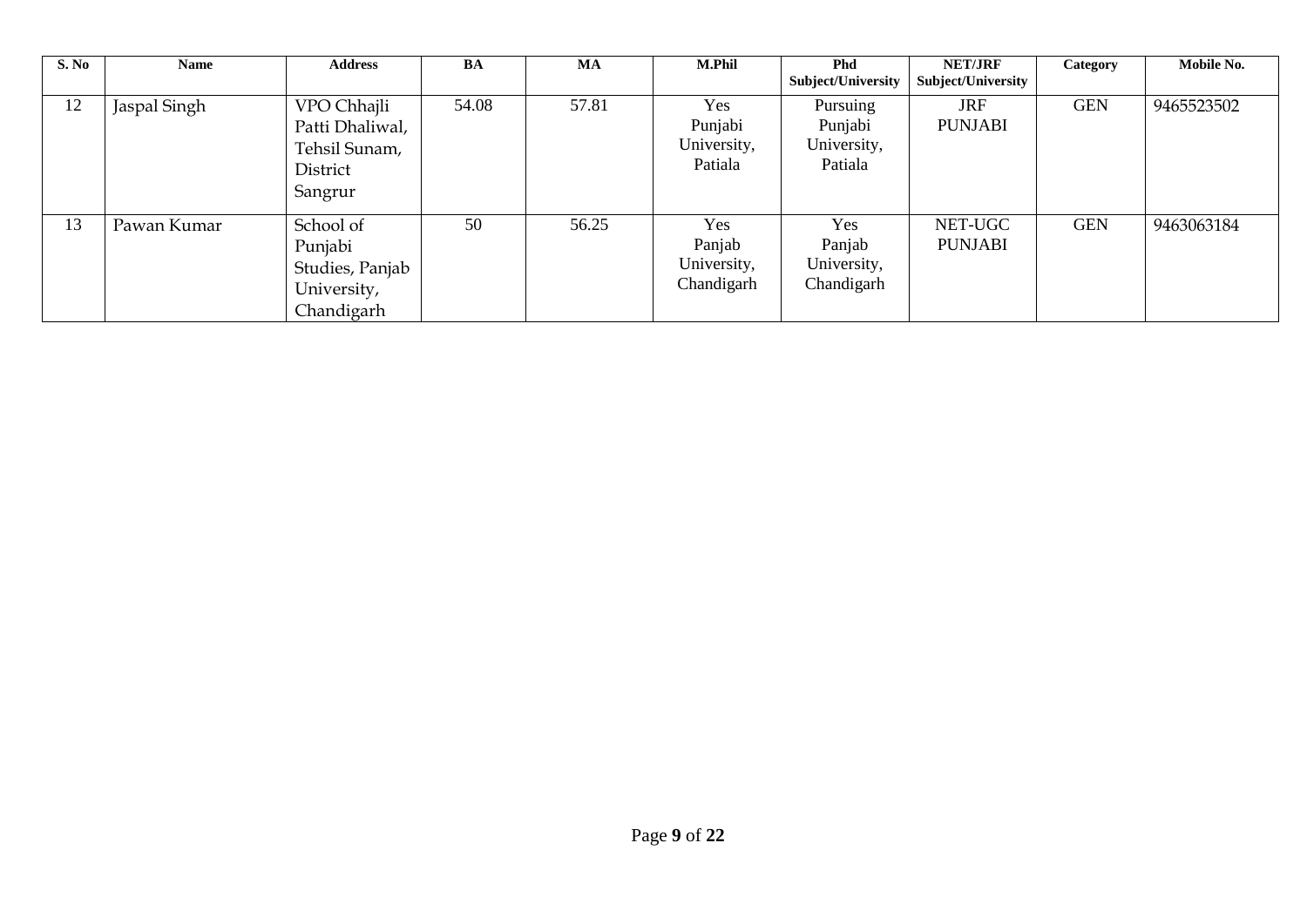| S. No | Name | Address | BA | MA | M.Phil | Phd Subject/University | NET/JRF Subject/University | Category | Mobile No. |
|---|---|---|---|---|---|---|---|---|---|
| 12 | Jaspal Singh | VPO Chhajli Patti Dhaliwal, Tehsil Sunam, District Sangrur | 54.08 | 57.81 | Yes Punjabi University, Patiala | Pursuing Punjabi University, Patiala | JRF PUNJABI | GEN | 9465523502 |
| 13 | Pawan Kumar | School of Punjabi Studies, Panjab University, Chandigarh | 50 | 56.25 | Yes Panjab University, Chandigarh | Yes Panjab University, Chandigarh | NET-UGC PUNJABI | GEN | 9463063184 |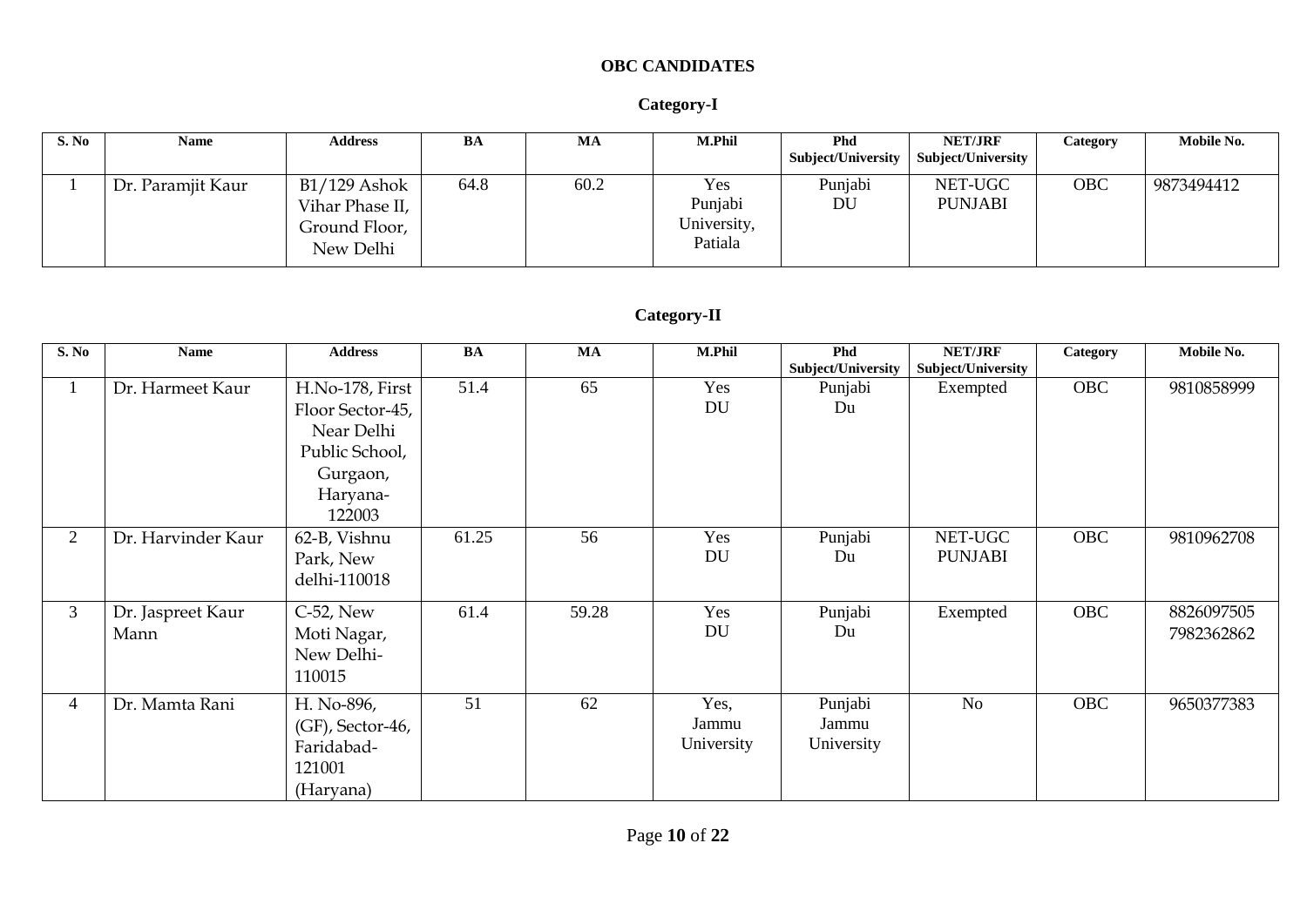## OBC CANDIDATES

### Category-I

| S. No | Name | Address | BA | MA | M.Phil | Phd Subject/University | NET/JRF Subject/University | Category | Mobile No. |
|---|---|---|---|---|---|---|---|---|---|
| 1 | Dr. Paramjit Kaur | B1/129 Ashok Vihar Phase II, Ground Floor, New Delhi | 64.8 | 60.2 | Yes Punjabi University, Patiala | Punjabi DU | NET-UGC PUNJABI | OBC | 9873494412 |

### Category-II

| S. No | Name | Address | BA | MA | M.Phil | Phd Subject/University | NET/JRF Subject/University | Category | Mobile No. |
|---|---|---|---|---|---|---|---|---|---|
| 1 | Dr. Harmeet Kaur | H.No-178, First Floor Sector-45, Near Delhi Public School, Gurgaon, Haryana-122003 | 51.4 | 65 | Yes DU | Punjabi Du | Exempted | OBC | 9810858999 |
| 2 | Dr. Harvinder Kaur | 62-B, Vishnu Park, New delhi-110018 | 61.25 | 56 | Yes DU | Punjabi Du | NET-UGC PUNJABI | OBC | 9810962708 |
| 3 | Dr. Jaspreet Kaur Mann | C-52, New Moti Nagar, New Delhi-110015 | 61.4 | 59.28 | Yes DU | Punjabi Du | Exempted | OBC | 8826097505 7982362862 |
| 4 | Dr. Mamta Rani | H. No-896, (GF), Sector-46, Faridabad-121001 (Haryana) | 51 | 62 | Yes, Jammu University | Punjabi Jammu University | No | OBC | 9650377383 |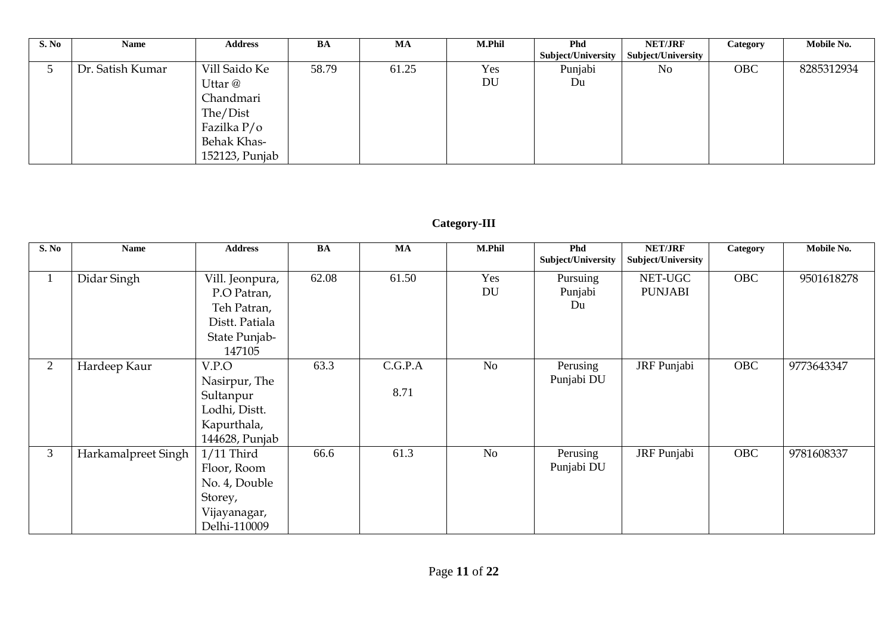| S. No | Name | Address | BA | MA | M.Phil | Phd Subject/University | NET/JRF Subject/University | Category | Mobile No. |
|---|---|---|---|---|---|---|---|---|---|
| 5 | Dr. Satish Kumar | Vill Saido Ke Uttar @ Chandmari The/Dist Fazilka P/o Behak Khas-152123, Punjab | 58.79 | 61.25 | Yes DU | Punjabi Du | No | OBC | 8285312934 |

**Category-III**

| S. No | Name | Address | BA | MA | M.Phil | Phd Subject/University | NET/JRF Subject/University | Category | Mobile No. |
|---|---|---|---|---|---|---|---|---|---|
| 1 | Didar Singh | Vill. Jeonpura, P.O Patran, Teh Patran, Distt. Patiala State Punjab-147105 | 62.08 | 61.50 | Yes DU | Pursuing Punjabi Du | NET-UGC PUNJABI | OBC | 9501618278 |
| 2 | Hardeep Kaur | V.P.O Nasirpur, The Sultanpur Lodhi, Distt. Kapurthala, 144628, Punjab | 63.3 | C.G.P.A 8.71 | No | Perusing Punjabi DU | JRF Punjabi | OBC | 9773643347 |
| 3 | Harkamalpreet Singh | 1/11 Third Floor, Room No. 4, Double Storey, Vijayanagar, Delhi-110009 | 66.6 | 61.3 | No | Perusing Punjabi DU | JRF Punjabi | OBC | 9781608337 |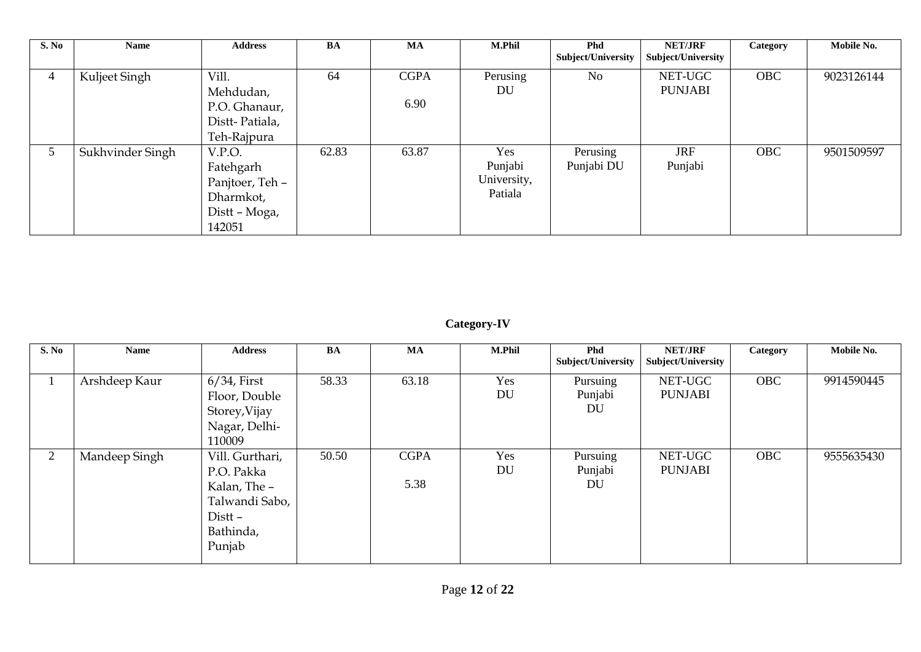| S. No | Name | Address | BA | MA | M.Phil | Phd Subject/University | NET/JRF Subject/University | Category | Mobile No. |
|---|---|---|---|---|---|---|---|---|---|
| 4 | Kuljeet Singh | Vill. Mehdudan, P.O. Ghanaur, Distt- Patiala, Teh-Rajpura | 64 | CGPA 6.90 | Perusing DU | No | NET-UGC PUNJABI | OBC | 9023126144 |
| 5 | Sukhvinder Singh | V.P.O. Fatehgarh Panjtoer, Teh – Dharmkot, Distt – Moga, 142051 | 62.83 | 63.87 | Yes Punjabi University, Patiala | Perusing Punjabi DU | JRF Punjabi | OBC | 9501509597 |

**Category-IV**

| S. No | Name | Address | BA | MA | M.Phil | Phd Subject/University | NET/JRF Subject/University | Category | Mobile No. |
|---|---|---|---|---|---|---|---|---|---|
| 1 | Arshdeep Kaur | 6/34, First Floor, Double Storey,Vijay Nagar, Delhi-110009 | 58.33 | 63.18 | Yes DU | Pursuing Punjabi DU | NET-UGC PUNJABI | OBC | 9914590445 |
| 2 | Mandeep Singh | Vill. Gurthari, P.O. Pakka Kalan, The – Talwandi Sabo, Distt – Bathinda, Punjab | 50.50 | CGPA 5.38 | Yes DU | Pursuing Punjabi DU | NET-UGC PUNJABI | OBC | 9555635430 |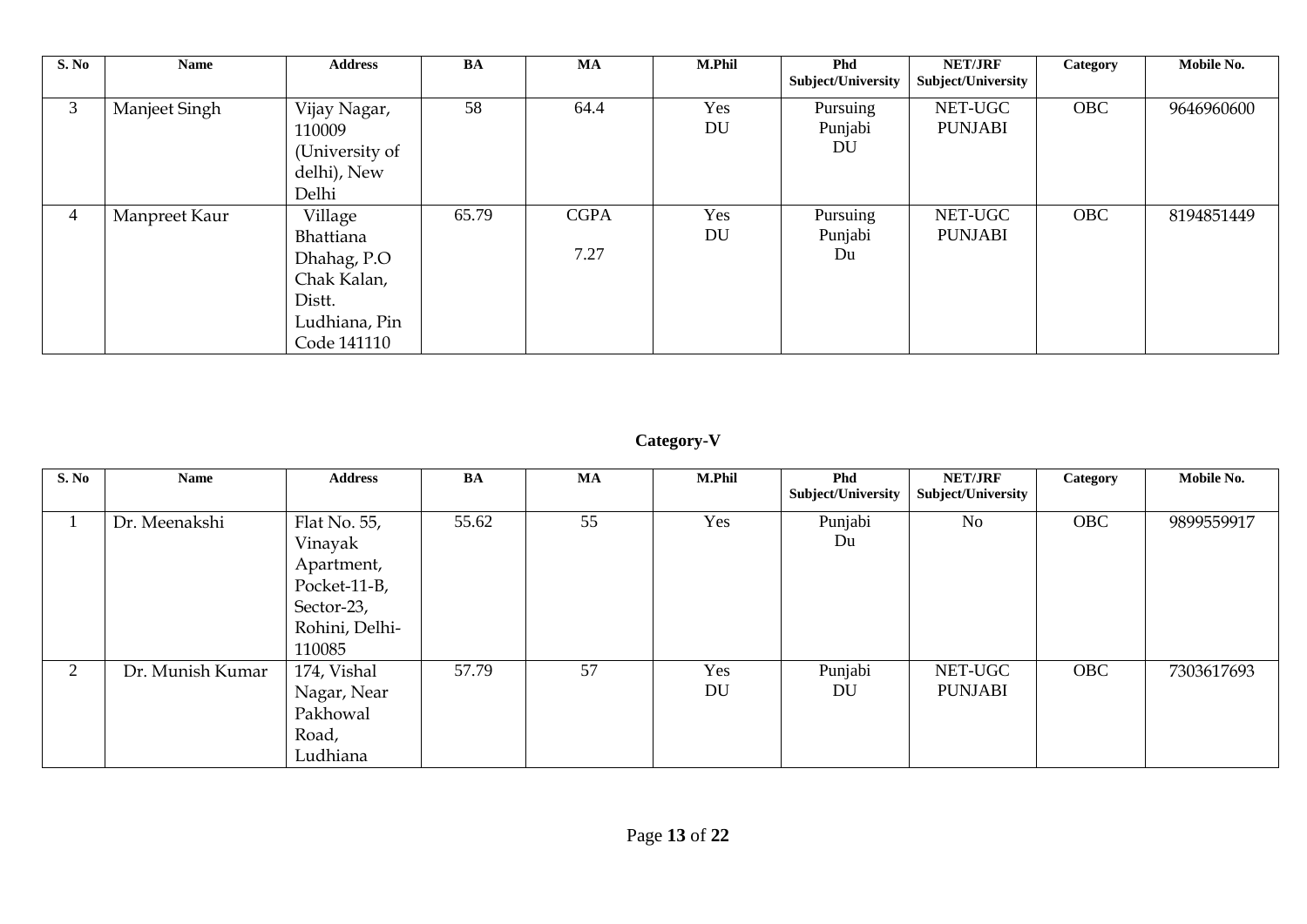| S. No | Name | Address | BA | MA | M.Phil | Phd Subject/University | NET/JRF Subject/University | Category | Mobile No. |
|---|---|---|---|---|---|---|---|---|---|
| 3 | Manjeet Singh | Vijay Nagar, 110009 (University of delhi), New Delhi | 58 | 64.4 | Yes DU | Pursuing Punjabi DU | NET-UGC PUNJABI | OBC | 9646960600 |
| 4 | Manpreet Kaur | Village Bhattiana Dhahag, P.O Chak Kalan, Distt. Ludhiana, Pin Code 141110 | 65.79 | CGPA 7.27 | Yes DU | Pursuing Punjabi Du | NET-UGC PUNJABI | OBC | 8194851449 |

**Category-V**

| S. No | Name | Address | BA | MA | M.Phil | Phd Subject/University | NET/JRF Subject/University | Category | Mobile No. |
|---|---|---|---|---|---|---|---|---|---|
| 1 | Dr. Meenakshi | Flat No. 55, Vinayak Apartment, Pocket-11-B, Sector-23, Rohini, Delhi-110085 | 55.62 | 55 | Yes | Punjabi Du | No | OBC | 9899559917 |
| 2 | Dr. Munish Kumar | 174, Vishal Nagar, Near Pakhowal Road, Ludhiana | 57.79 | 57 | Yes DU | Punjabi DU | NET-UGC PUNJABI | OBC | 7303617693 |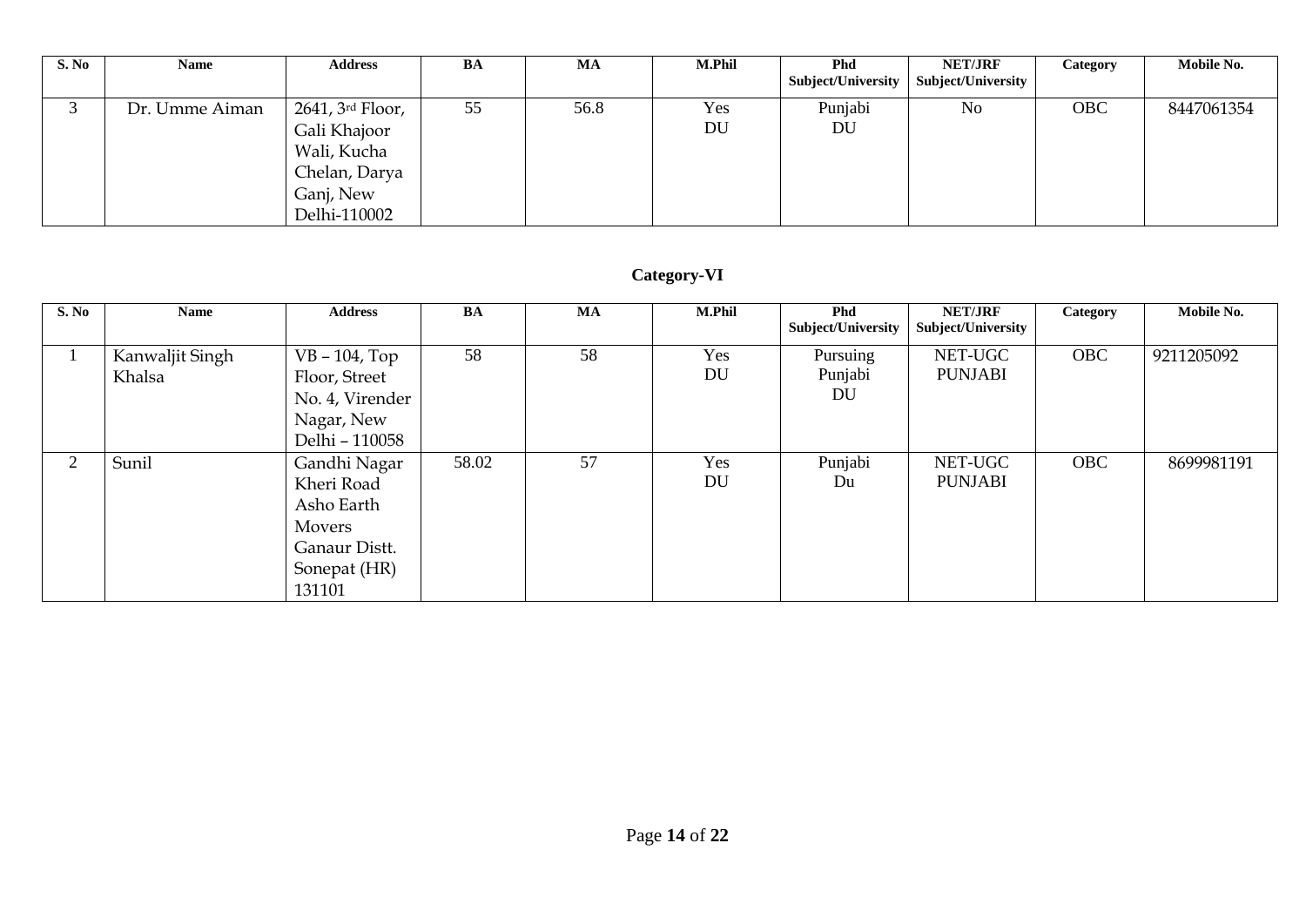| S. No | Name | Address | BA | MA | M.Phil | Phd Subject/University | NET/JRF Subject/University | Category | Mobile No. |
|---|---|---|---|---|---|---|---|---|---|
| 3 | Dr. Umme Aiman | 2641, 3rd Floor, Gali Khajoor Wali, Kucha Chelan, Darya Ganj, New Delhi-110002 | 55 | 56.8 | Yes DU | Punjabi DU | No | OBC | 8447061354 |

## Category-VI

| S. No | Name | Address | BA | MA | M.Phil | Phd Subject/University | NET/JRF Subject/University | Category | Mobile No. |
|---|---|---|---|---|---|---|---|---|---|
| 1 | Kanwaljit Singh Khalsa | VB – 104, Top Floor, Street No. 4, Virender Nagar, New Delhi – 110058 | 58 | 58 | Yes DU | Pursuing Punjabi DU | NET-UGC PUNJABI | OBC | 9211205092 |
| 2 | Sunil | Gandhi Nagar Kheri Road Asho Earth Movers Ganaur Distt. Sonepat (HR) 131101 | 58.02 | 57 | Yes DU | Punjabi Du | NET-UGC PUNJABI | OBC | 8699981191 |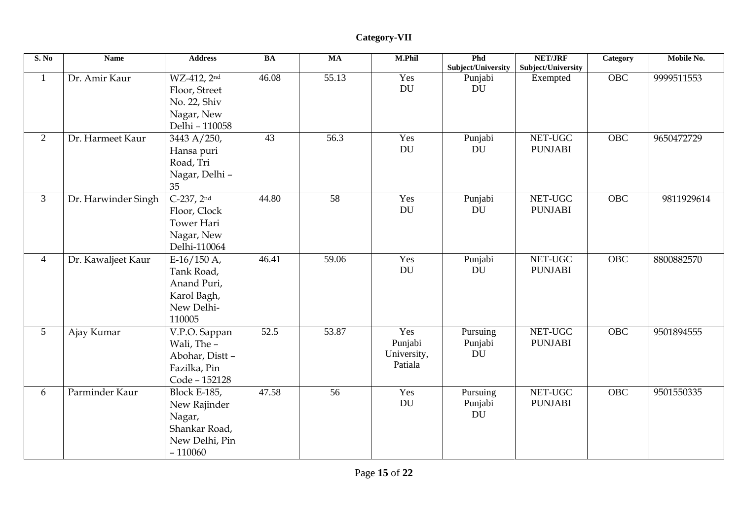**Category-VII**

| S. No | Name | Address | BA | MA | M.Phil | Phd Subject/University | NET/JRF Subject/University | Category | Mobile No. |
|---|---|---|---|---|---|---|---|---|---|
| 1 | Dr. Amir Kaur | WZ-412, 2nd Floor, Street No. 22, Shiv Nagar, New Delhi – 110058 | 46.08 | 55.13 | Yes DU | Punjabi DU | Exempted | OBC | 9999511553 |
| 2 | Dr. Harmeet Kaur | 3443 A/250, Hansa puri Road, Tri Nagar, Delhi – 35 | 43 | 56.3 | Yes DU | Punjabi DU | NET-UGC PUNJABI | OBC | 9650472729 |
| 3 | Dr. Harwinder Singh | C-237, 2nd Floor, Clock Tower Hari Nagar, New Delhi-110064 | 44.80 | 58 | Yes DU | Punjabi DU | NET-UGC PUNJABI | OBC | 9811929614 |
| 4 | Dr. Kawaljeet Kaur | E-16/150 A, Tank Road, Anand Puri, Karol Bagh, New Delhi-110005 | 46.41 | 59.06 | Yes DU | Punjabi DU | NET-UGC PUNJABI | OBC | 8800882570 |
| 5 | Ajay Kumar | V.P.O. Sappan Wali, The – Abohar, Distt – Fazilka, Pin Code – 152128 | 52.5 | 53.87 | Yes Punjabi University, Patiala | Pursuing Punjabi DU | NET-UGC PUNJABI | OBC | 9501894555 |
| 6 | Parminder Kaur | Block E-185, New Rajinder Nagar, Shankar Road, New Delhi, Pin – 110060 | 47.58 | 56 | Yes DU | Pursuing Punjabi DU | NET-UGC PUNJABI | OBC | 9501550335 |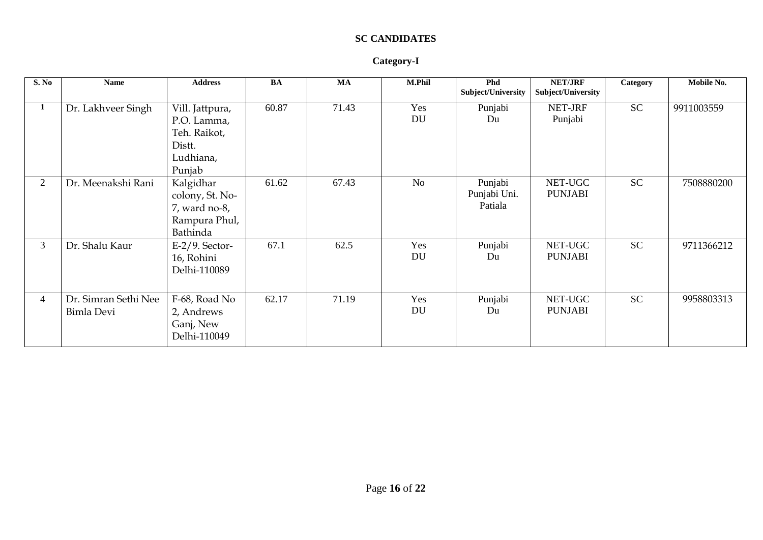**SC CANDIDATES**

**Category-I**

| S. No | Name | Address | BA | MA | M.Phil | Phd Subject/University | NET/JRF Subject/University | Category | Mobile No. |
|---|---|---|---|---|---|---|---|---|---|
| 1 | Dr. Lakhveer Singh | Vill. Jattpura, P.O. Lamma, Teh. Raikot, Distt. Ludhiana, Punjab | 60.87 | 71.43 | Yes DU | Punjabi Du | NET-JRF Punjabi | SC | 9911003559 |
| 2 | Dr. Meenakshi Rani | Kalgidhar colony, St. No-7, ward no-8, Rampura Phul, Bathinda | 61.62 | 67.43 | No | Punjabi Punjabi Uni. Patiala | NET-UGC PUNJABI | SC | 7508880200 |
| 3 | Dr. Shalu Kaur | E-2/9. Sector-16, Rohini Delhi-110089 | 67.1 | 62.5 | Yes DU | Punjabi Du | NET-UGC PUNJABI | SC | 9711366212 |
| 4 | Dr. Simran Sethi Nee Bimla Devi | F-68, Road No 2, Andrews Ganj, New Delhi-110049 | 62.17 | 71.19 | Yes DU | Punjabi Du | NET-UGC PUNJABI | SC | 9958803313 |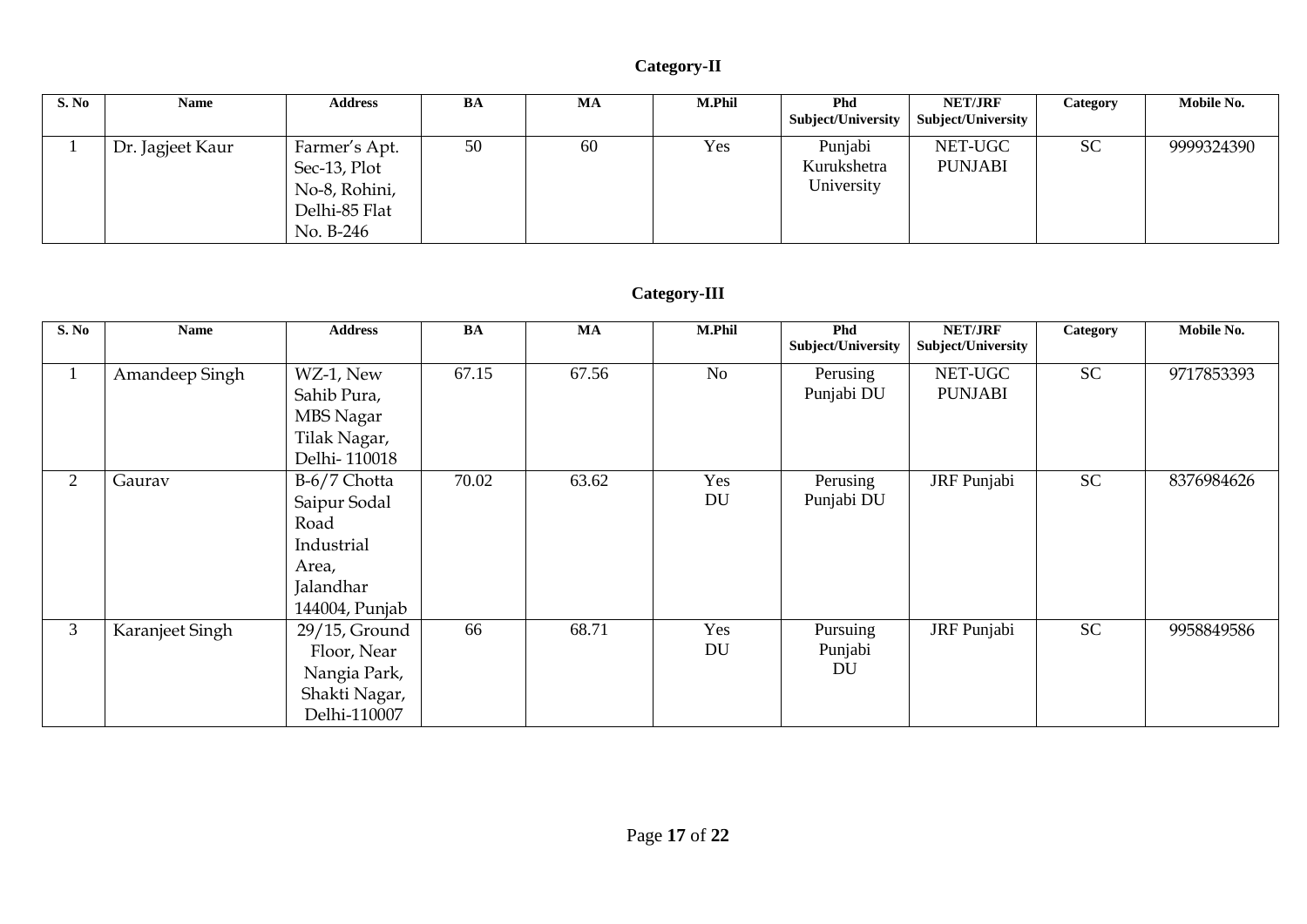## Category-II

| S. No | Name | Address | BA | MA | M.Phil | Phd Subject/University | NET/JRF Subject/University | Category | Mobile No. |
|---|---|---|---|---|---|---|---|---|---|
| 1 | Dr. Jagjeet Kaur | Farmer's Apt. Sec-13, Plot No-8, Rohini, Delhi-85 Flat No. B-246 | 50 | 60 | Yes | Punjabi Kurukshetra University | NET-UGC PUNJABI | SC | 9999324390 |

## Category-III

| S. No | Name | Address | BA | MA | M.Phil | Phd Subject/University | NET/JRF Subject/University | Category | Mobile No. |
|---|---|---|---|---|---|---|---|---|---|
| 1 | Amandeep Singh | WZ-1, New Sahib Pura, MBS Nagar Tilak Nagar, Delhi- 110018 | 67.15 | 67.56 | No | Perusing Punjabi DU | NET-UGC PUNJABI | SC | 9717853393 |
| 2 | Gaurav | B-6/7 Chotta Saipur Sodal Road Industrial Area, Jalandhar 144004, Punjab | 70.02 | 63.62 | Yes DU | Perusing Punjabi DU | JRF Punjabi | SC | 8376984626 |
| 3 | Karanjeet Singh | 29/15, Ground Floor, Near Nangia Park, Shakti Nagar, Delhi-110007 | 66 | 68.71 | Yes DU | Pursuing Punjabi DU | JRF Punjabi | SC | 9958849586 |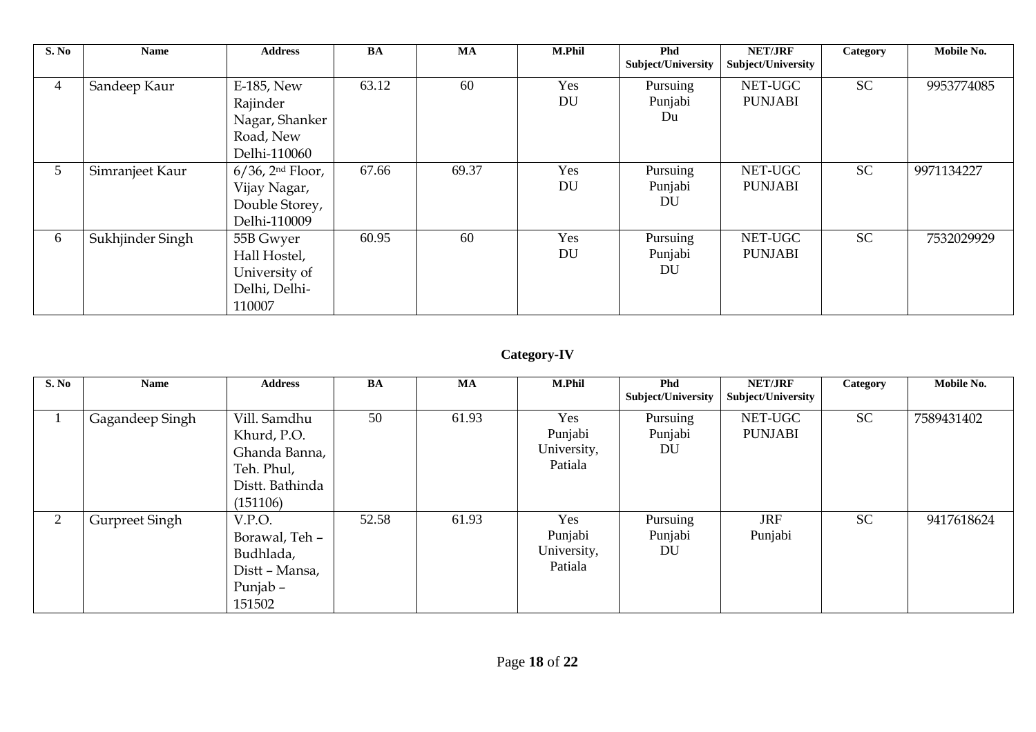| S. No | Name | Address | BA | MA | M.Phil | Phd Subject/University | NET/JRF Subject/University | Category | Mobile No. |
|---|---|---|---|---|---|---|---|---|---|
| 4 | Sandeep Kaur | E-185, New Rajinder Nagar, Shanker Road, New Delhi-110060 | 63.12 | 60 | Yes DU | Pursuing Punjabi Du | NET-UGC PUNJABI | SC | 9953774085 |
| 5 | Simranjeet Kaur | 6/36, 2nd Floor, Vijay Nagar, Double Storey, Delhi-110009 | 67.66 | 69.37 | Yes DU | Pursuing Punjabi DU | NET-UGC PUNJABI | SC | 9971134227 |
| 6 | Sukhjinder Singh | 55B Gwyer Hall Hostel, University of Delhi, Delhi-110007 | 60.95 | 60 | Yes DU | Pursuing Punjabi DU | NET-UGC PUNJABI | SC | 7532029929 |

## Category-IV

| S. No | Name | Address | BA | MA | M.Phil | Phd Subject/University | NET/JRF Subject/University | Category | Mobile No. |
|---|---|---|---|---|---|---|---|---|---|
| 1 | Gagandeep Singh | Vill. Samdhu Khurd, P.O. Ghanda Banna, Teh. Phul, Distt. Bathinda (151106) | 50 | 61.93 | Yes Punjabi University, Patiala | Pursuing Punjabi DU | NET-UGC PUNJABI | SC | 7589431402 |
| 2 | Gurpreet Singh | V.P.O. Borawal, Teh – Budhlada, Distt – Mansa, Punjab – 151502 | 52.58 | 61.93 | Yes Punjabi University, Patiala | Pursuing Punjabi DU | JRF Punjabi | SC | 9417618624 |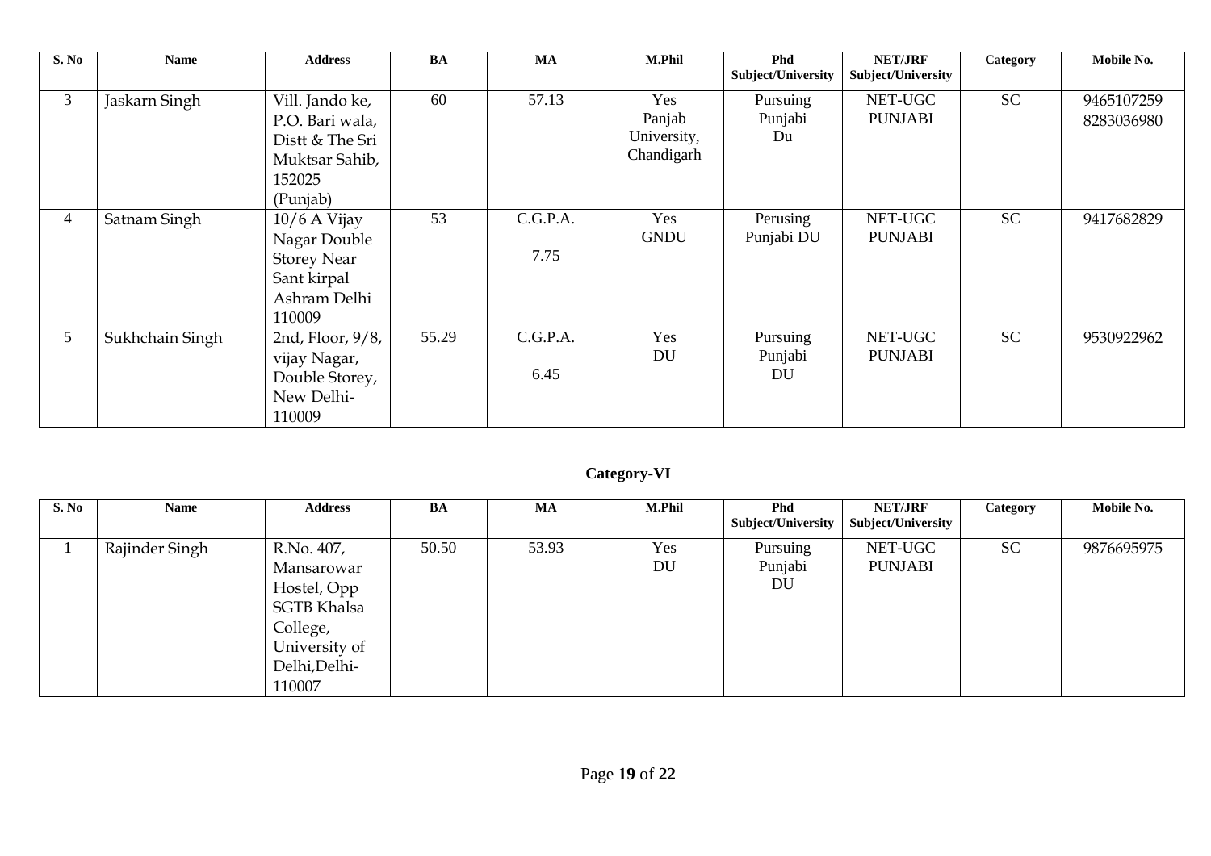| S. No | Name | Address | BA | MA | M.Phil | Phd Subject/University | NET/JRF Subject/University | Category | Mobile No. |
|---|---|---|---|---|---|---|---|---|---|
| 3 | Jaskarn Singh | Vill. Jando ke, P.O. Bari wala, Distt & The Sri Muktsar Sahib, 152025 (Punjab) | 60 | 57.13 | Yes Panjab University, Chandigarh | Pursuing Punjabi Du | NET-UGC PUNJABI | SC | 9465107259 8283036980 |
| 4 | Satnam Singh | 10/6 A Vijay Nagar Double Storey Near Sant kirpal Ashram Delhi 110009 | 53 | C.G.P.A. 7.75 | Yes GNDU | Perusing Punjabi DU | NET-UGC PUNJABI | SC | 9417682829 |
| 5 | Sukhchain Singh | 2nd, Floor, 9/8, vijay Nagar, Double Storey, New Delhi-110009 | 55.29 | C.G.P.A. 6.45 | Yes DU | Pursuing Punjabi DU | NET-UGC PUNJABI | SC | 9530922962 |

## Category-VI

| S. No | Name | Address | BA | MA | M.Phil | Phd Subject/University | NET/JRF Subject/University | Category | Mobile No. |
|---|---|---|---|---|---|---|---|---|---|
| 1 | Rajinder Singh | R.No. 407, Mansarowar Hostel, Opp SGTB Khalsa College, University of Delhi,Delhi-110007 | 50.50 | 53.93 | Yes DU | Pursuing Punjabi DU | NET-UGC PUNJABI | SC | 9876695975 |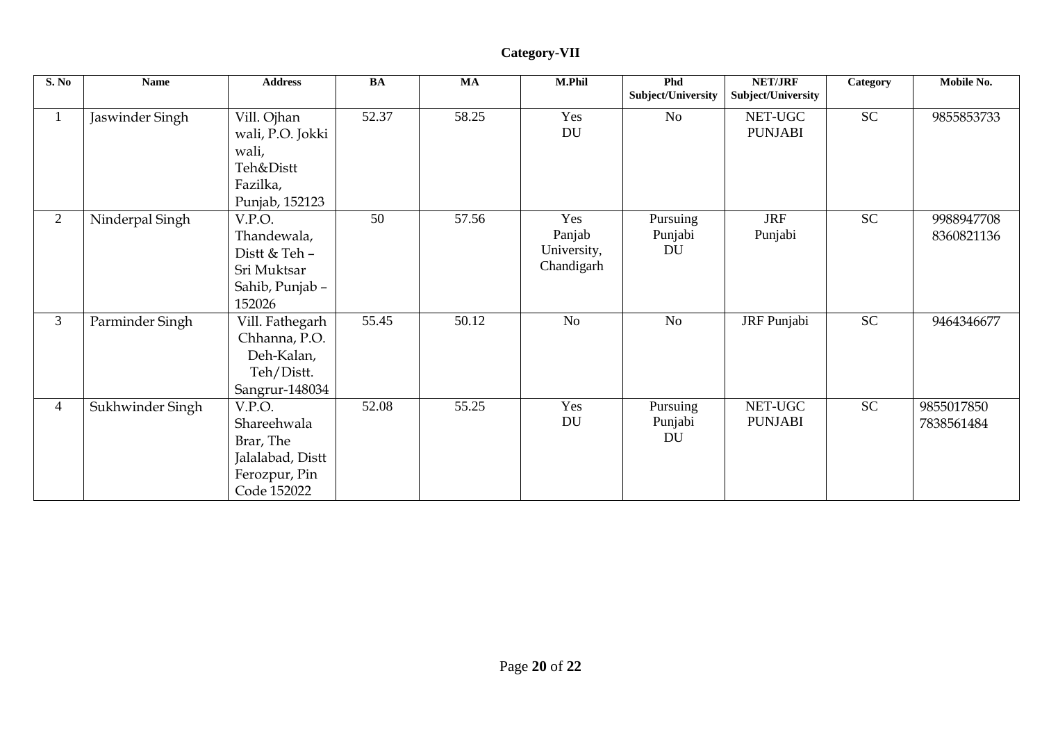## Category-VII

| S. No | Name | Address | BA | MA | M.Phil | Phd Subject/University | NET/JRF Subject/University | Category | Mobile No. |
|---|---|---|---|---|---|---|---|---|---|
| 1 | Jaswinder Singh | Vill. Ojhan wali, P.O. Jokki wali, Teh&Distt Fazilka, Punjab, 152123 | 52.37 | 58.25 | Yes DU | No | NET-UGC PUNJABI | SC | 9855853733 |
| 2 | Ninderpal Singh | V.P.O. Thandewala, Distt & Teh – Sri Muktsar Sahib, Punjab – 152026 | 50 | 57.56 | Yes Panjab University, Chandigarh | Pursuing Punjabi DU | JRF Punjabi | SC | 9988947708 8360821136 |
| 3 | Parminder Singh | Vill. Fathegarh Chhanna, P.O. Deh-Kalan, Teh/Distt. Sangrur-148034 | 55.45 | 50.12 | No | No | JRF Punjabi | SC | 9464346677 |
| 4 | Sukhwinder Singh | V.P.O. Shareehwala Brar, The Jalalabad, Distt Ferozpur, Pin Code 152022 | 52.08 | 55.25 | Yes DU | Pursuing Punjabi DU | NET-UGC PUNJABI | SC | 9855017850 7838561484 |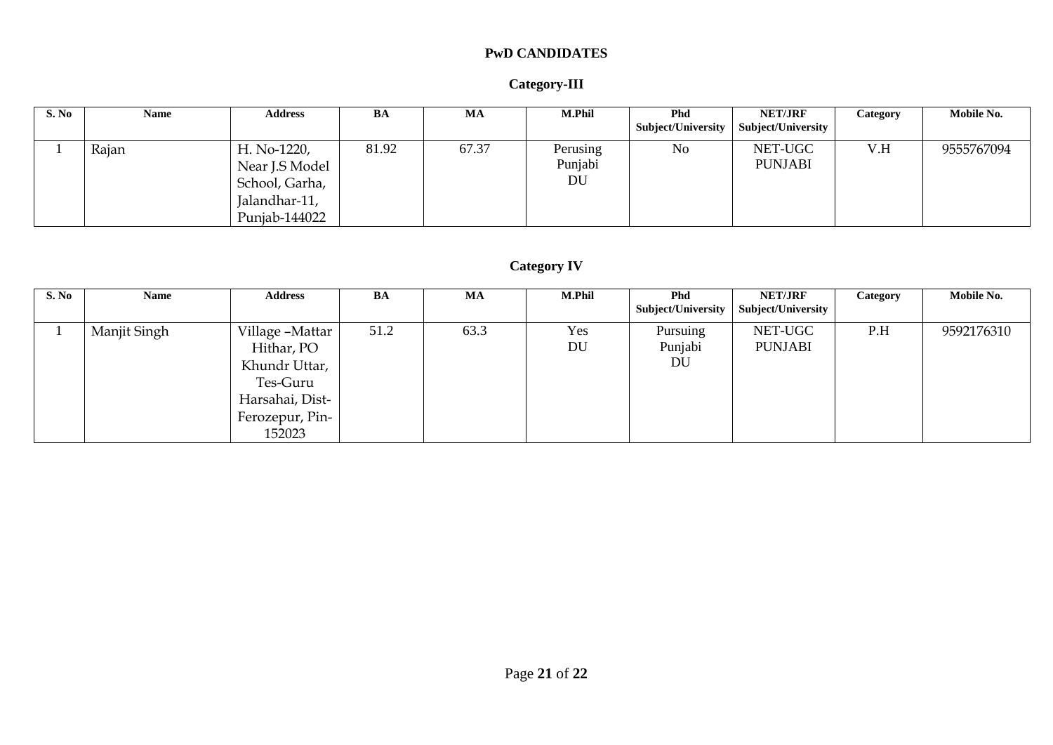**PwD CANDIDATES**

**Category-III**

| S. No | Name | Address | BA | MA | M.Phil | Phd Subject/University | NET/JRF Subject/University | Category | Mobile No. |
|---|---|---|---|---|---|---|---|---|---|
| 1 | Rajan | H. No-1220, Near J.S Model School, Garha, Jalandhar-11, Punjab-144022 | 81.92 | 67.37 | Perusing Punjabi DU | No | NET-UGC PUNJABI | V.H | 9555767094 |

**Category IV**

| S. No | Name | Address | BA | MA | M.Phil | Phd Subject/University | NET/JRF Subject/University | Category | Mobile No. |
|---|---|---|---|---|---|---|---|---|---|
| 1 | Manjit Singh | Village –Mattar Hithar, PO Khundr Uttar, Tes-Guru Harsahai, Dist-Ferozepur, Pin-152023 | 51.2 | 63.3 | Yes DU | Pursuing Punjabi DU | NET-UGC PUNJABI | P.H | 9592176310 |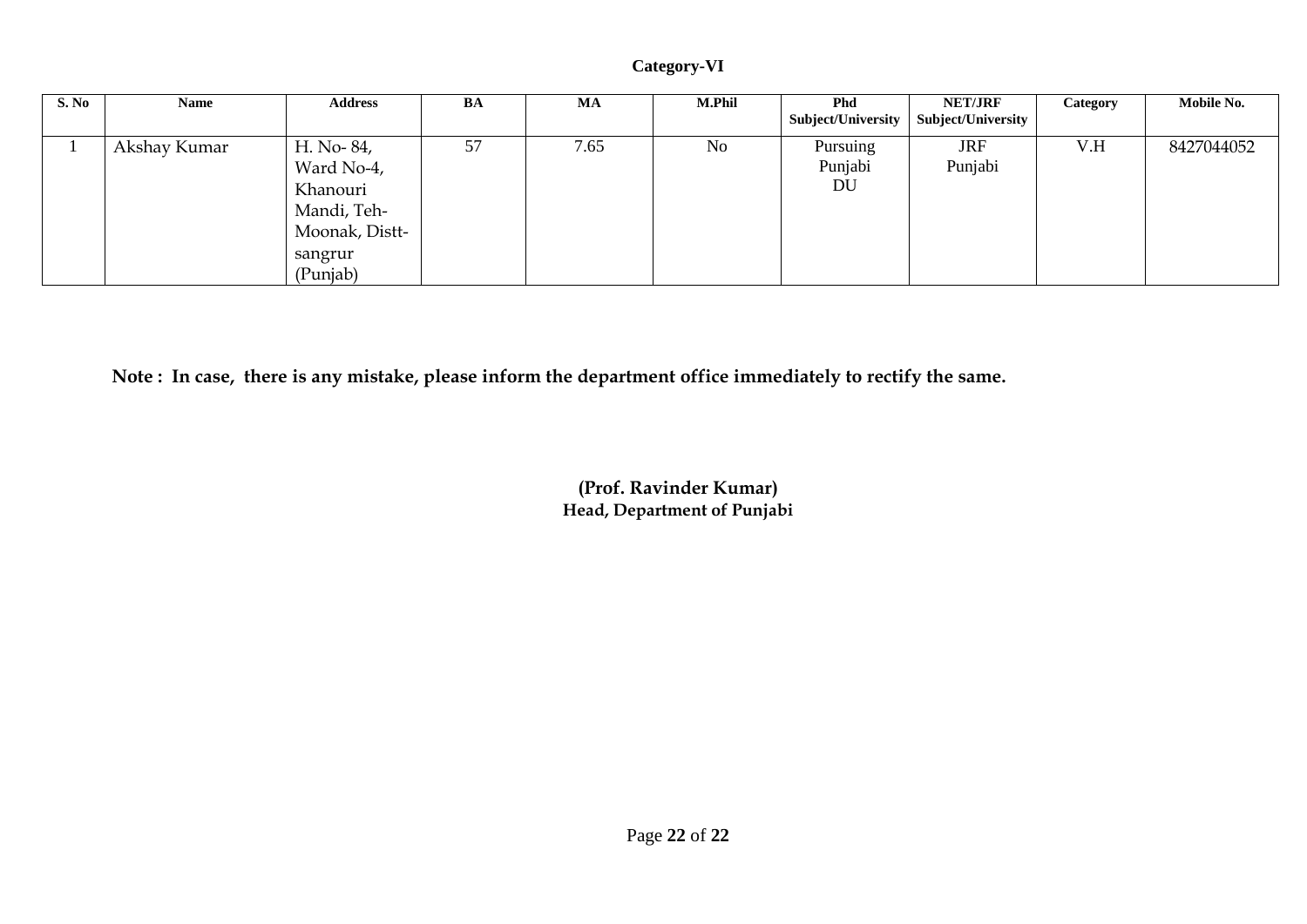**Category-VI**

| S. No | Name | Address | BA | MA | M.Phil | Phd Subject/University | NET/JRF Subject/University | Category | Mobile No. |
|---|---|---|---|---|---|---|---|---|---|
| 1 | Akshay Kumar | H. No- 84, Ward No-4, Khanouri Mandi, Teh- Moonak, Distt- sangrur (Punjab) | 57 | 7.65 | No | Pursuing Punjabi DU | JRF Punjabi | V.H | 8427044052 |

**Note : In case, there is any mistake, please inform the department office immediately to rectify the same.**

**(Prof. Ravinder Kumar)**
**Head, Department of Punjabi**